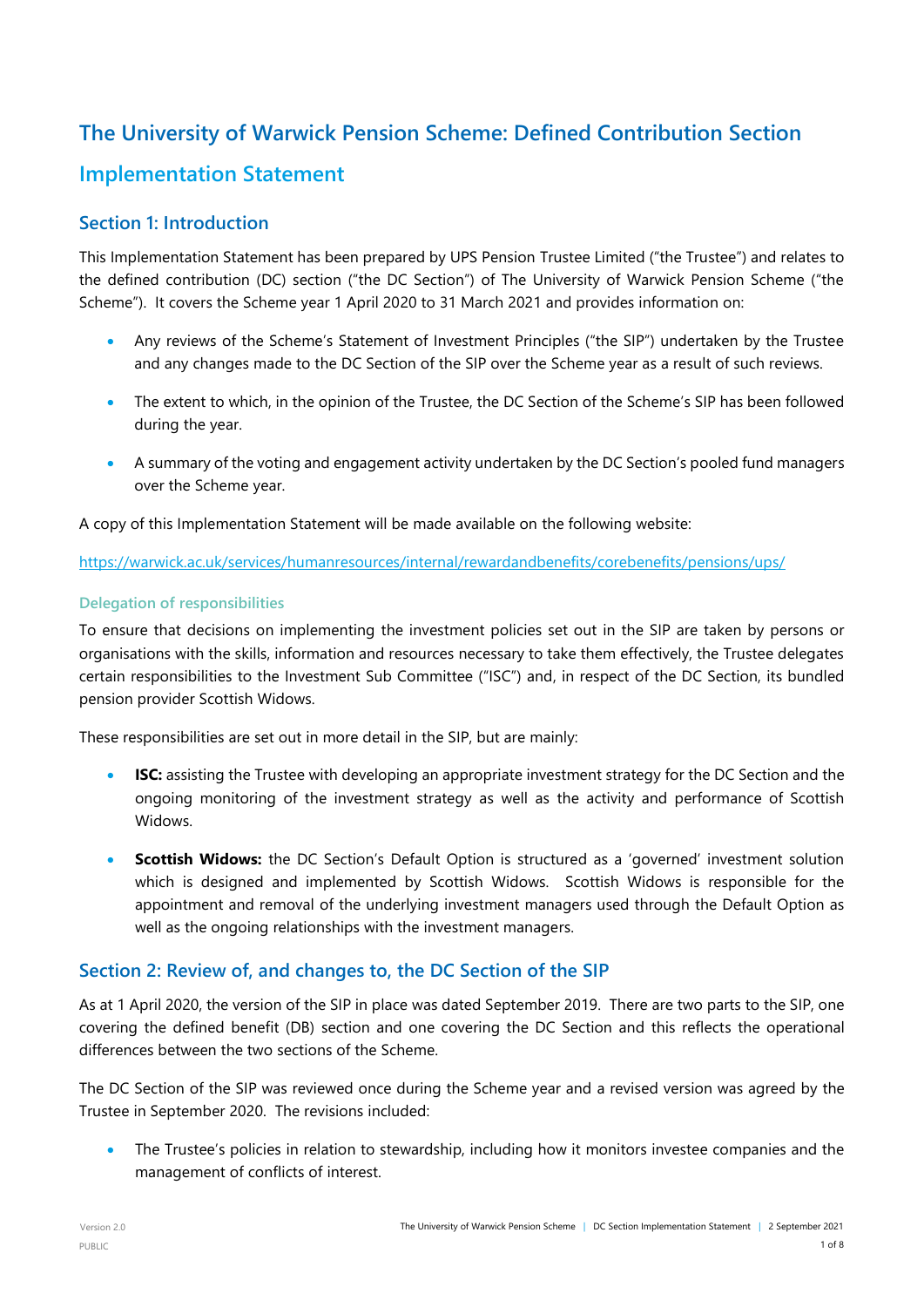# The University of Warwick Pension Scheme: Defined Contribution Section

## Implementation Statement

## Section 1: Introduction

This Implementation Statement has been prepared by UPS Pension Trustee Limited ("the Trustee") and relates to the defined contribution (DC) section ("the DC Section") of The University of Warwick Pension Scheme ("the Scheme"). It covers the Scheme year 1 April 2020 to 31 March 2021 and provides information on:

- Any reviews of the Scheme's Statement of Investment Principles ("the SIP") undertaken by the Trustee and any changes made to the DC Section of the SIP over the Scheme year as a result of such reviews.
- The extent to which, in the opinion of the Trustee, the DC Section of the Scheme's SIP has been followed during the year.
- A summary of the voting and engagement activity undertaken by the DC Section's pooled fund managers over the Scheme year.

A copy of this Implementation Statement will be made available on the following website:

https://warwick.ac.uk/services/humanresources/internal/rewardandbenefits/corebenefits/pensions/ups/

### Delegation of responsibilities

To ensure that decisions on implementing the investment policies set out in the SIP are taken by persons or organisations with the skills, information and resources necessary to take them effectively, the Trustee delegates certain responsibilities to the Investment Sub Committee ("ISC") and, in respect of the DC Section, its bundled pension provider Scottish Widows.

These responsibilities are set out in more detail in the SIP, but are mainly:

- **ISC:** assisting the Trustee with developing an appropriate investment strategy for the DC Section and the ongoing monitoring of the investment strategy as well as the activity and performance of Scottish Widows.
- **Scottish Widows:** the DC Section's Default Option is structured as a 'governed' investment solution which is designed and implemented by Scottish Widows. Scottish Widows is responsible for the appointment and removal of the underlying investment managers used through the Default Option as well as the ongoing relationships with the investment managers.

## Section 2: Review of, and changes to, the DC Section of the SIP

As at 1 April 2020, the version of the SIP in place was dated September 2019. There are two parts to the SIP, one covering the defined benefit (DB) section and one covering the DC Section and this reflects the operational differences between the two sections of the Scheme.

The DC Section of the SIP was reviewed once during the Scheme year and a revised version was agreed by the Trustee in September 2020. The revisions included:

- The Trustee's policies in relation to stewardship, including how it monitors investee companies and the management of conflicts of interest.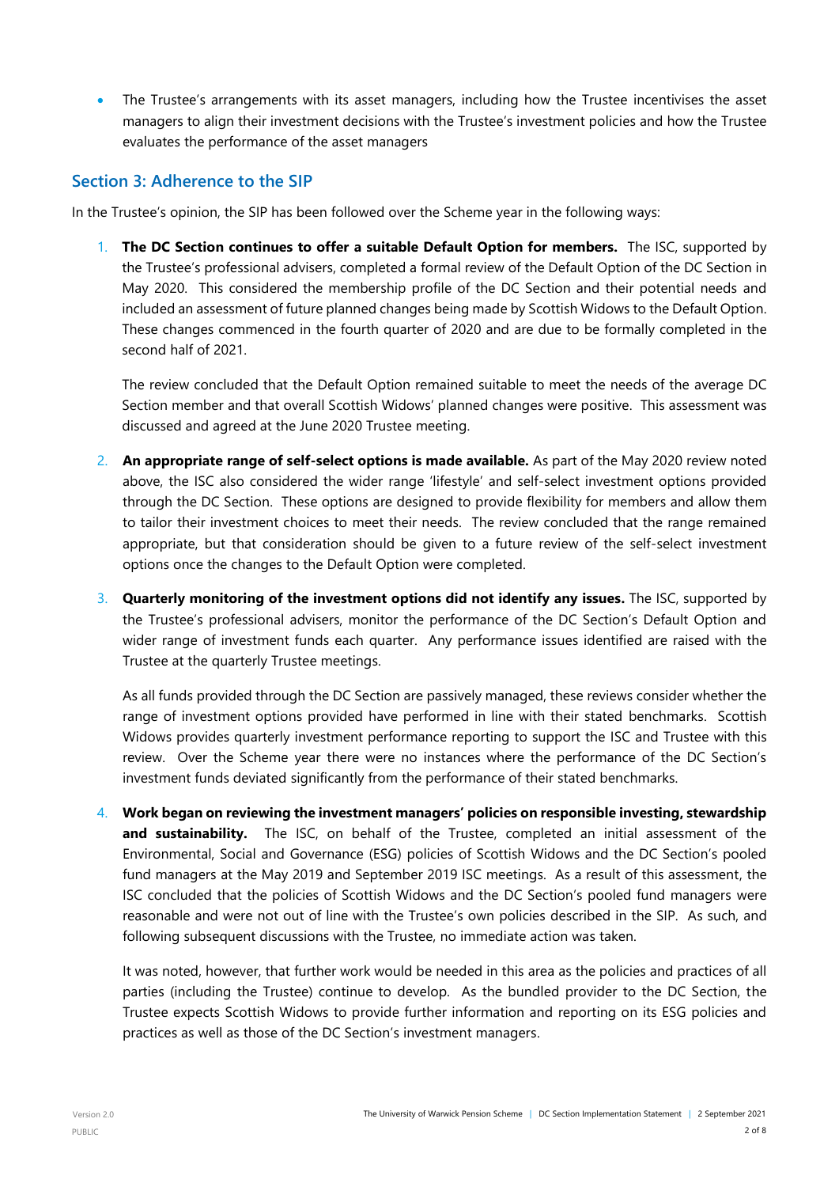- The Trustee's arrangements with its asset managers, including how the Trustee incentivises the asset managers to align their investment decisions with the Trustee's investment policies and how the Trustee evaluates the performance of the asset managers

## Section 3: Adherence to the SIP

In the Trustee's opinion, the SIP has been followed over the Scheme year in the following ways:

1. **The DC Section continues to offer a suitable Default Option for members.** The ISC, supported by the Trustee's professional advisers, completed a formal review of the Default Option of the DC Section in May 2020. This considered the membership profile of the DC Section and their potential needs and included an assessment of future planned changes being made by Scottish Widows to the Default Option. These changes commenced in the fourth quarter of 2020 and are due to be formally completed in the second half of 2021.

   The review concluded that the Default Option remained suitable to meet the needs of the average DC Section member and that overall Scottish Widows' planned changes were positive. This assessment was discussed and agreed at the June 2020 Trustee meeting.

2. **An appropriate range of self-select options is made available.** As part of the May 2020 review noted above, the ISC also considered the wider range 'lifestyle' and self-select investment options provided through the DC Section. These options are designed to provide flexibility for members and allow them to tailor their investment choices to meet their needs. The review concluded that the range remained appropriate, but that consideration should be given to a future review of the self-select investment options once the changes to the Default Option were completed.

3. **Quarterly monitoring of the investment options did not identify any issues.** The ISC, supported by the Trustee's professional advisers, monitor the performance of the DC Section's Default Option and wider range of investment funds each quarter. Any performance issues identified are raised with the Trustee at the quarterly Trustee meetings.

   As all funds provided through the DC Section are passively managed, these reviews consider whether the range of investment options provided have performed in line with their stated benchmarks. Scottish Widows provides quarterly investment performance reporting to support the ISC and Trustee with this review. Over the Scheme year there were no instances where the performance of the DC Section's investment funds deviated significantly from the performance of their stated benchmarks.

4. **Work began on reviewing the investment managers' policies on responsible investing, stewardship and sustainability.** The ISC, on behalf of the Trustee, completed an initial assessment of the Environmental, Social and Governance (ESG) policies of Scottish Widows and the DC Section's pooled fund managers at the May 2019 and September 2019 ISC meetings. As a result of this assessment, the ISC concluded that the policies of Scottish Widows and the DC Section's pooled fund managers were reasonable and were not out of line with the Trustee's own policies described in the SIP. As such, and following subsequent discussions with the Trustee, no immediate action was taken.

   It was noted, however, that further work would be needed in this area as the policies and practices of all parties (including the Trustee) continue to develop. As the bundled provider to the DC Section, the Trustee expects Scottish Widows to provide further information and reporting on its ESG policies and practices as well as those of the DC Section's investment managers.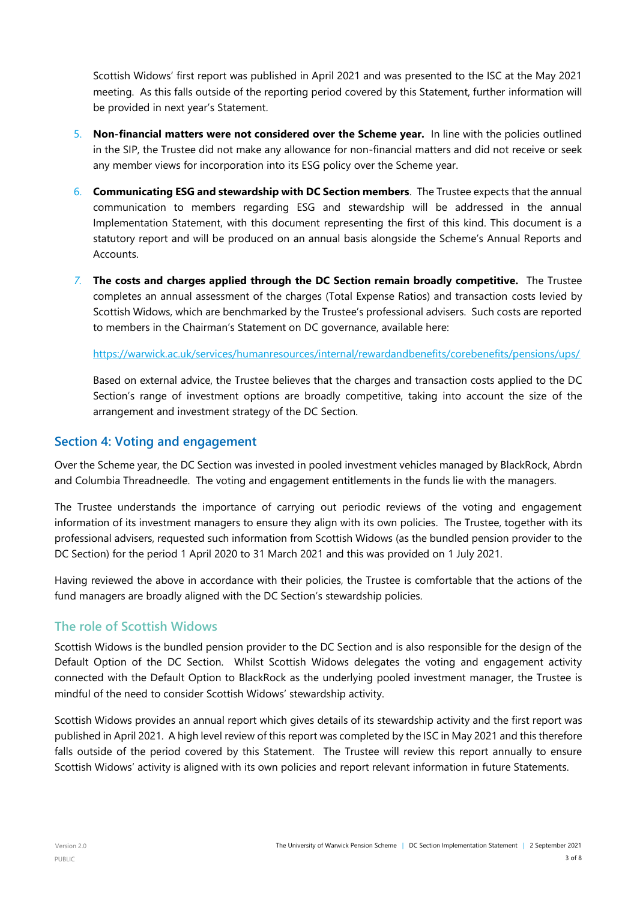Scottish Widows' first report was published in April 2021 and was presented to the ISC at the May 2021 meeting. As this falls outside of the reporting period covered by this Statement, further information will be provided in next year's Statement.

5. **Non-financial matters were not considered over the Scheme year.** In line with the policies outlined in the SIP, the Trustee did not make any allowance for non-financial matters and did not receive or seek any member views for incorporation into its ESG policy over the Scheme year.

6. **Communicating ESG and stewardship with DC Section members**. The Trustee expects that the annual communication to members regarding ESG and stewardship will be addressed in the annual Implementation Statement, with this document representing the first of this kind. This document is a statutory report and will be produced on an annual basis alongside the Scheme's Annual Reports and Accounts.

7. **The costs and charges applied through the DC Section remain broadly competitive.** The Trustee completes an annual assessment of the charges (Total Expense Ratios) and transaction costs levied by Scottish Widows, which are benchmarked by the Trustee's professional advisers. Such costs are reported to members in the Chairman's Statement on DC governance, available here:

   https://warwick.ac.uk/services/humanresources/internal/rewardandbenefits/corebenefits/pensions/ups/

   Based on external advice, the Trustee believes that the charges and transaction costs applied to the DC Section's range of investment options are broadly competitive, taking into account the size of the arrangement and investment strategy of the DC Section.

## Section 4: Voting and engagement

Over the Scheme year, the DC Section was invested in pooled investment vehicles managed by BlackRock, Abrdn and Columbia Threadneedle. The voting and engagement entitlements in the funds lie with the managers.

The Trustee understands the importance of carrying out periodic reviews of the voting and engagement information of its investment managers to ensure they align with its own policies. The Trustee, together with its professional advisers, requested such information from Scottish Widows (as the bundled pension provider to the DC Section) for the period 1 April 2020 to 31 March 2021 and this was provided on 1 July 2021.

Having reviewed the above in accordance with their policies, the Trustee is comfortable that the actions of the fund managers are broadly aligned with the DC Section's stewardship policies.

### The role of Scottish Widows

Scottish Widows is the bundled pension provider to the DC Section and is also responsible for the design of the Default Option of the DC Section. Whilst Scottish Widows delegates the voting and engagement activity connected with the Default Option to BlackRock as the underlying pooled investment manager, the Trustee is mindful of the need to consider Scottish Widows' stewardship activity.

Scottish Widows provides an annual report which gives details of its stewardship activity and the first report was published in April 2021. A high level review of this report was completed by the ISC in May 2021 and this therefore falls outside of the period covered by this Statement. The Trustee will review this report annually to ensure Scottish Widows' activity is aligned with its own policies and report relevant information in future Statements.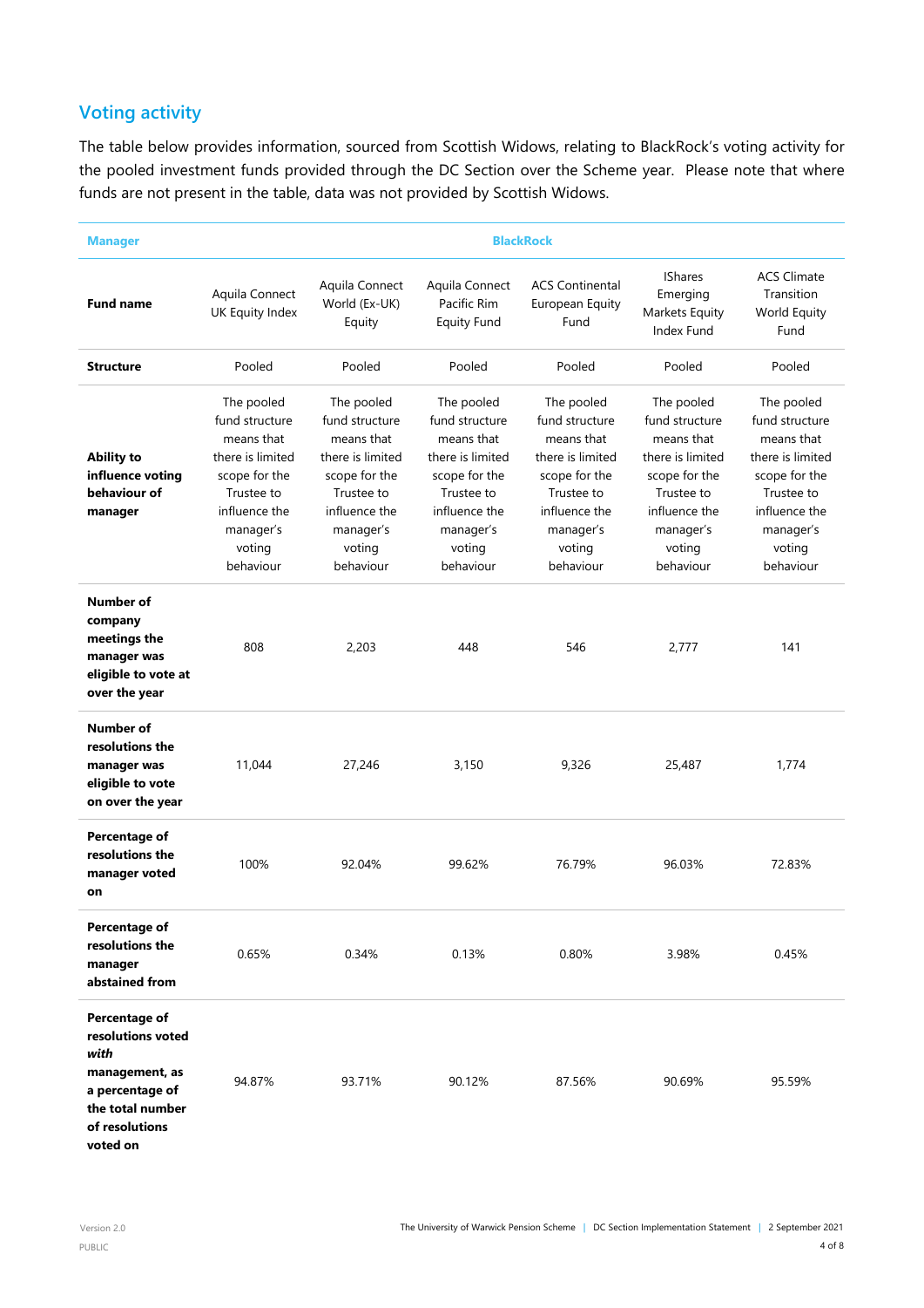## Voting activity

The table below provides information, sourced from Scottish Widows, relating to BlackRock's voting activity for the pooled investment funds provided through the DC Section over the Scheme year. Please note that where funds are not present in the table, data was not provided by Scottish Widows.

| **Manager** | **BlackRock** | | | | | |
|---|---|---|---|---|---|---|
| **Fund name** | Aquila Connect UK Equity Index | Aquila Connect World (Ex-UK) Equity | Aquila Connect Pacific Rim Equity Fund | ACS Continental European Equity Fund | IShares Emerging Markets Equity Index Fund | ACS Climate Transition World Equity Fund |
| **Structure** | Pooled | Pooled | Pooled | Pooled | Pooled | Pooled |
| **Ability to influence voting behaviour of manager** | The pooled fund structure means that there is limited scope for the Trustee to influence the manager's voting behaviour | The pooled fund structure means that there is limited scope for the Trustee to influence the manager's voting behaviour | The pooled fund structure means that there is limited scope for the Trustee to influence the manager's voting behaviour | The pooled fund structure means that there is limited scope for the Trustee to influence the manager's voting behaviour | The pooled fund structure means that there is limited scope for the Trustee to influence the manager's voting behaviour | The pooled fund structure means that there is limited scope for the Trustee to influence the manager's voting behaviour |
| **Number of company meetings the manager was eligible to vote at over the year** | 808 | 2,203 | 448 | 546 | 2,777 | 141 |
| **Number of resolutions the manager was eligible to vote on over the year** | 11,044 | 27,246 | 3,150 | 9,326 | 25,487 | 1,774 |
| **Percentage of resolutions the manager voted on** | 100% | 92.04% | 99.62% | 76.79% | 96.03% | 72.83% |
| **Percentage of resolutions the manager abstained from** | 0.65% | 0.34% | 0.13% | 0.80% | 3.98% | 0.45% |
| **Percentage of resolutions voted *with* management, as a percentage of the total number of resolutions voted on** | 94.87% | 93.71% | 90.12% | 87.56% | 90.69% | 95.59% |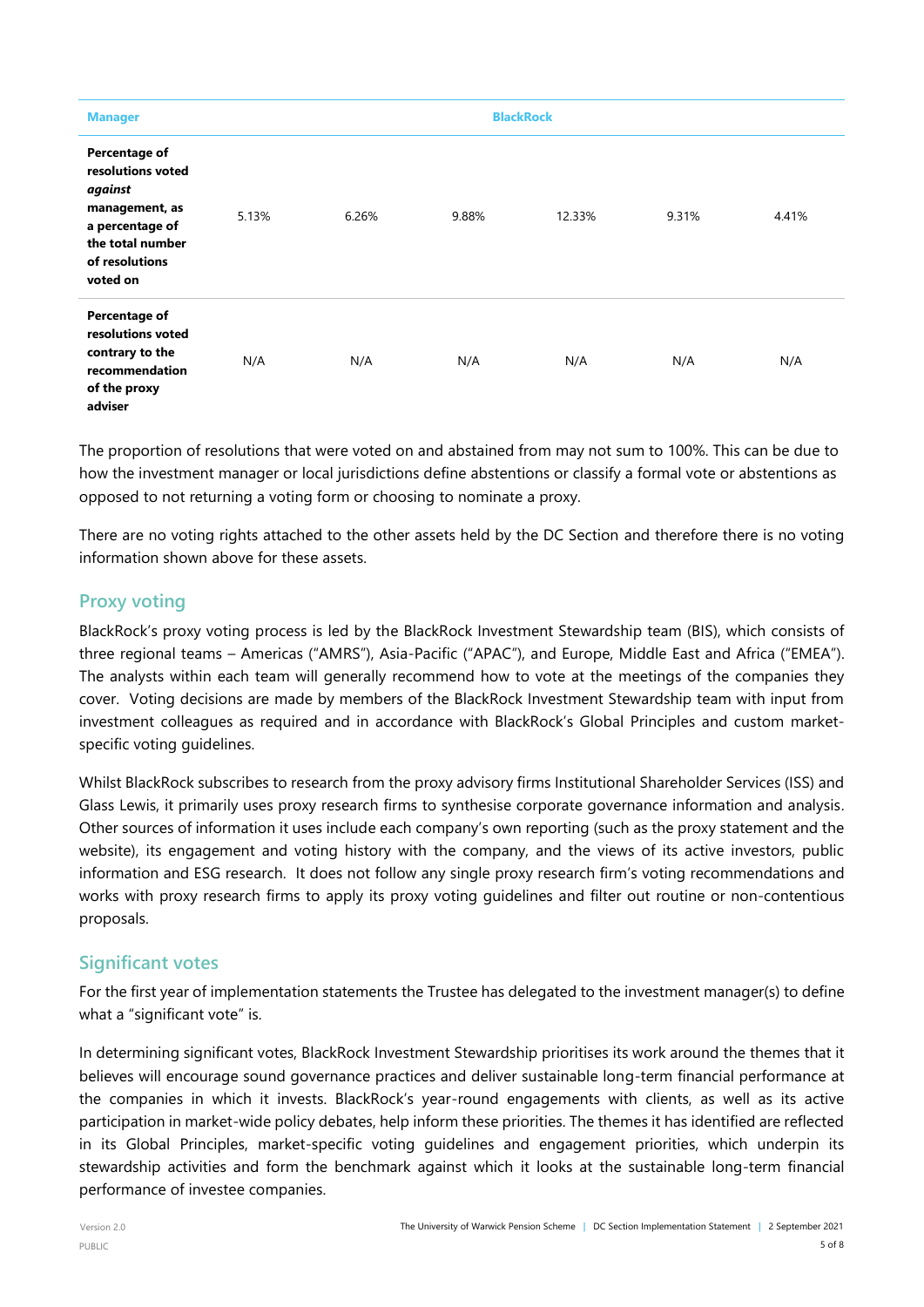| Manager | BlackRock | | | | | |
|---|---|---|---|---|---|---|
| **Percentage of resolutions voted *against* management, as a percentage of the total number of resolutions voted on** | 5.13% | 6.26% | 9.88% | 12.33% | 9.31% | 4.41% |
| **Percentage of resolutions voted contrary to the recommendation of the proxy adviser** | N/A | N/A | N/A | N/A | N/A | N/A |

The proportion of resolutions that were voted on and abstained from may not sum to 100%. This can be due to how the investment manager or local jurisdictions define abstentions or classify a formal vote or abstentions as opposed to not returning a voting form or choosing to nominate a proxy.

There are no voting rights attached to the other assets held by the DC Section and therefore there is no voting information shown above for these assets.

## Proxy voting

BlackRock's proxy voting process is led by the BlackRock Investment Stewardship team (BIS), which consists of three regional teams – Americas ("AMRS"), Asia-Pacific ("APAC"), and Europe, Middle East and Africa ("EMEA"). The analysts within each team will generally recommend how to vote at the meetings of the companies they cover. Voting decisions are made by members of the BlackRock Investment Stewardship team with input from investment colleagues as required and in accordance with BlackRock's Global Principles and custom market-specific voting guidelines.

Whilst BlackRock subscribes to research from the proxy advisory firms Institutional Shareholder Services (ISS) and Glass Lewis, it primarily uses proxy research firms to synthesise corporate governance information and analysis. Other sources of information it uses include each company's own reporting (such as the proxy statement and the website), its engagement and voting history with the company, and the views of its active investors, public information and ESG research. It does not follow any single proxy research firm's voting recommendations and works with proxy research firms to apply its proxy voting guidelines and filter out routine or non-contentious proposals.

## Significant votes

For the first year of implementation statements the Trustee has delegated to the investment manager(s) to define what a "significant vote" is.

In determining significant votes, BlackRock Investment Stewardship prioritises its work around the themes that it believes will encourage sound governance practices and deliver sustainable long-term financial performance at the companies in which it invests. BlackRock's year-round engagements with clients, as well as its active participation in market-wide policy debates, help inform these priorities. The themes it has identified are reflected in its Global Principles, market-specific voting guidelines and engagement priorities, which underpin its stewardship activities and form the benchmark against which it looks at the sustainable long-term financial performance of investee companies.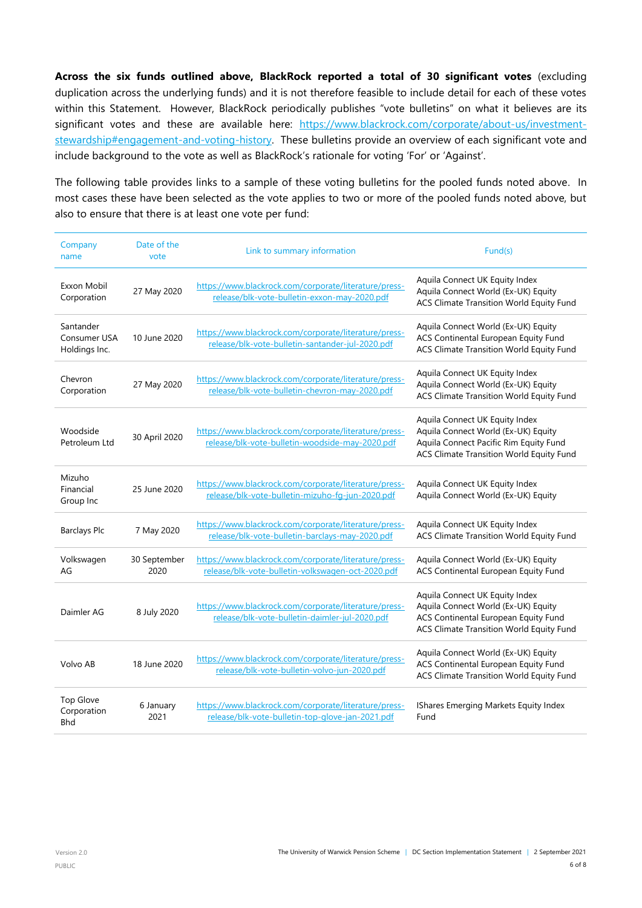**Across the six funds outlined above, BlackRock reported a total of 30 significant votes** (excluding duplication across the underlying funds) and it is not therefore feasible to include detail for each of these votes within this Statement. However, BlackRock periodically publishes "vote bulletins" on what it believes are its significant votes and these are available here: https://www.blackrock.com/corporate/about-us/investment-stewardship#engagement-and-voting-history. These bulletins provide an overview of each significant vote and include background to the vote as well as BlackRock's rationale for voting 'For' or 'Against'.

The following table provides links to a sample of these voting bulletins for the pooled funds noted above. In most cases these have been selected as the vote applies to two or more of the pooled funds noted above, but also to ensure that there is at least one vote per fund:

| Company name | Date of the vote | Link to summary information | Fund(s) |
|---|---|---|---|
| Exxon Mobil Corporation | 27 May 2020 | https://www.blackrock.com/corporate/literature/press-release/blk-vote-bulletin-exxon-may-2020.pdf | Aquila Connect UK Equity Index<br>Aquila Connect World (Ex-UK) Equity<br>ACS Climate Transition World Equity Fund |
| Santander Consumer USA Holdings Inc. | 10 June 2020 | https://www.blackrock.com/corporate/literature/press-release/blk-vote-bulletin-santander-jul-2020.pdf | Aquila Connect World (Ex-UK) Equity<br>ACS Continental European Equity Fund<br>ACS Climate Transition World Equity Fund |
| Chevron Corporation | 27 May 2020 | https://www.blackrock.com/corporate/literature/press-release/blk-vote-bulletin-chevron-may-2020.pdf | Aquila Connect UK Equity Index<br>Aquila Connect World (Ex-UK) Equity<br>ACS Climate Transition World Equity Fund |
| Woodside Petroleum Ltd | 30 April 2020 | https://www.blackrock.com/corporate/literature/press-release/blk-vote-bulletin-woodside-may-2020.pdf | Aquila Connect UK Equity Index<br>Aquila Connect World (Ex-UK) Equity<br>Aquila Connect Pacific Rim Equity Fund<br>ACS Climate Transition World Equity Fund |
| Mizuho Financial Group Inc | 25 June 2020 | https://www.blackrock.com/corporate/literature/press-release/blk-vote-bulletin-mizuho-fg-jun-2020.pdf | Aquila Connect UK Equity Index<br>Aquila Connect World (Ex-UK) Equity |
| Barclays Plc | 7 May 2020 | https://www.blackrock.com/corporate/literature/press-release/blk-vote-bulletin-barclays-may-2020.pdf | Aquila Connect UK Equity Index<br>ACS Climate Transition World Equity Fund |
| Volkswagen AG | 30 September 2020 | https://www.blackrock.com/corporate/literature/press-release/blk-vote-bulletin-volkswagen-oct-2020.pdf | Aquila Connect World (Ex-UK) Equity<br>ACS Continental European Equity Fund |
| Daimler AG | 8 July 2020 | https://www.blackrock.com/corporate/literature/press-release/blk-vote-bulletin-daimler-jul-2020.pdf | Aquila Connect UK Equity Index<br>Aquila Connect World (Ex-UK) Equity<br>ACS Continental European Equity Fund<br>ACS Climate Transition World Equity Fund |
| Volvo AB | 18 June 2020 | https://www.blackrock.com/corporate/literature/press-release/blk-vote-bulletin-volvo-jun-2020.pdf | Aquila Connect World (Ex-UK) Equity<br>ACS Continental European Equity Fund<br>ACS Climate Transition World Equity Fund |
| Top Glove Corporation Bhd | 6 January 2021 | https://www.blackrock.com/corporate/literature/press-release/blk-vote-bulletin-top-glove-jan-2021.pdf | IShares Emerging Markets Equity Index Fund |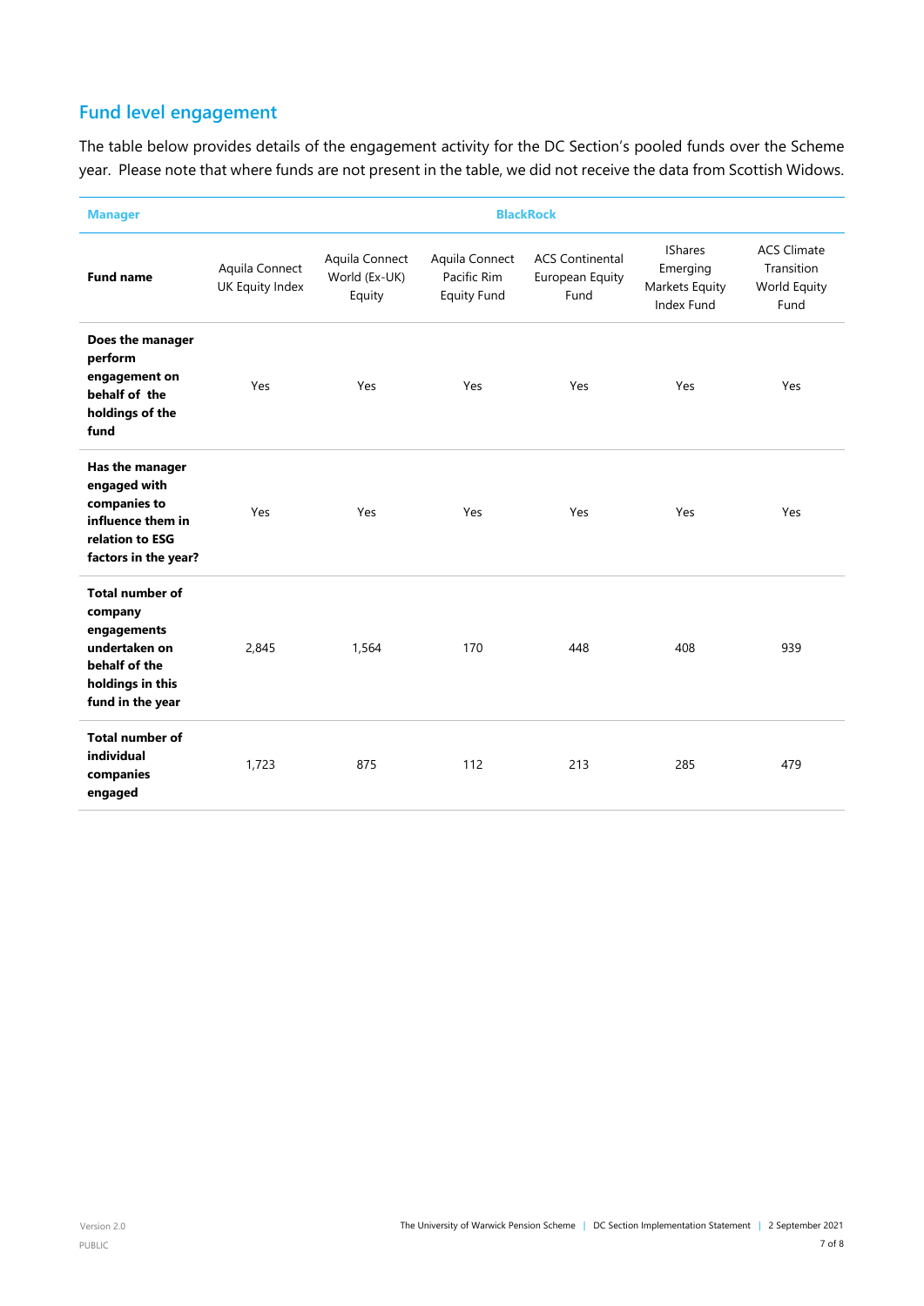## Fund level engagement

The table below provides details of the engagement activity for the DC Section's pooled funds over the Scheme year. Please note that where funds are not present in the table, we did not receive the data from Scottish Widows.

| Manager | BlackRock | | | | | |
|---|---|---|---|---|---|---|
| **Fund name** | Aquila Connect UK Equity Index | Aquila Connect World (Ex-UK) Equity | Aquila Connect Pacific Rim Equity Fund | ACS Continental European Equity Fund | IShares Emerging Markets Equity Index Fund | ACS Climate Transition World Equity Fund |
| **Does the manager perform engagement on behalf of the holdings of the fund** | Yes | Yes | Yes | Yes | Yes | Yes |
| **Has the manager engaged with companies to influence them in relation to ESG factors in the year?** | Yes | Yes | Yes | Yes | Yes | Yes |
| **Total number of company engagements undertaken on behalf of the holdings in this fund in the year** | 2,845 | 1,564 | 170 | 448 | 408 | 939 |
| **Total number of individual companies engaged** | 1,723 | 875 | 112 | 213 | 285 | 479 |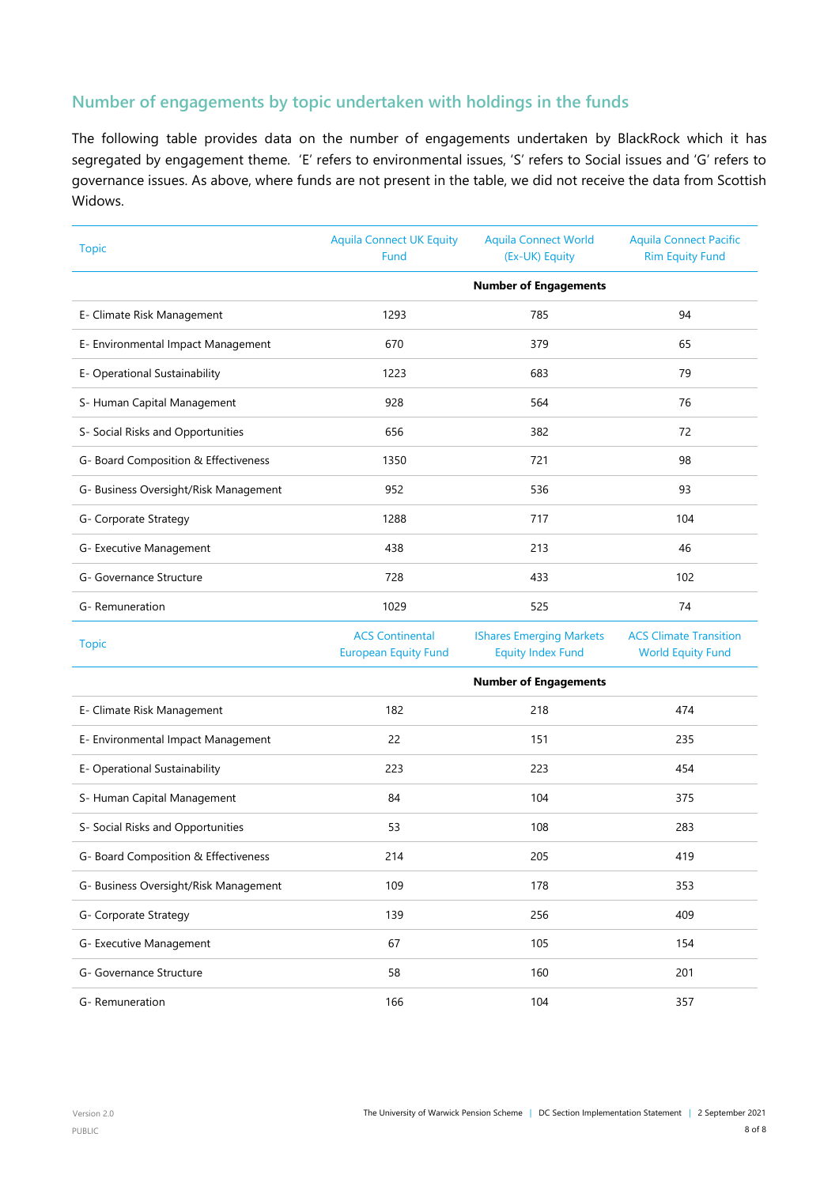## Number of engagements by topic undertaken with holdings in the funds

The following table provides data on the number of engagements undertaken by BlackRock which it has segregated by engagement theme. 'E' refers to environmental issues, 'S' refers to Social issues and 'G' refers to governance issues. As above, where funds are not present in the table, we did not receive the data from Scottish Widows.

| Topic | Aquila Connect UK Equity Fund | Aquila Connect World (Ex-UK) Equity | Aquila Connect Pacific Rim Equity Fund |
|---|---|---|---|
| | | **Number of Engagements** | |
| E- Climate Risk Management | 1293 | 785 | 94 |
| E- Environmental Impact Management | 670 | 379 | 65 |
| E- Operational Sustainability | 1223 | 683 | 79 |
| S- Human Capital Management | 928 | 564 | 76 |
| S- Social Risks and Opportunities | 656 | 382 | 72 |
| G- Board Composition & Effectiveness | 1350 | 721 | 98 |
| G- Business Oversight/Risk Management | 952 | 536 | 93 |
| G- Corporate Strategy | 1288 | 717 | 104 |
| G- Executive Management | 438 | 213 | 46 |
| G- Governance Structure | 728 | 433 | 102 |
| G- Remuneration | 1029 | 525 | 74 |
| **Topic** | **ACS Continental European Equity Fund** | **IShares Emerging Markets Equity Index Fund** | **ACS Climate Transition World Equity Fund** |
| | | **Number of Engagements** | |
| E- Climate Risk Management | 182 | 218 | 474 |
| E- Environmental Impact Management | 22 | 151 | 235 |
| E- Operational Sustainability | 223 | 223 | 454 |
| S- Human Capital Management | 84 | 104 | 375 |
| S- Social Risks and Opportunities | 53 | 108 | 283 |
| G- Board Composition & Effectiveness | 214 | 205 | 419 |
| G- Business Oversight/Risk Management | 109 | 178 | 353 |
| G- Corporate Strategy | 139 | 256 | 409 |
| G- Executive Management | 67 | 105 | 154 |
| G- Governance Structure | 58 | 160 | 201 |
| G- Remuneration | 166 | 104 | 357 |